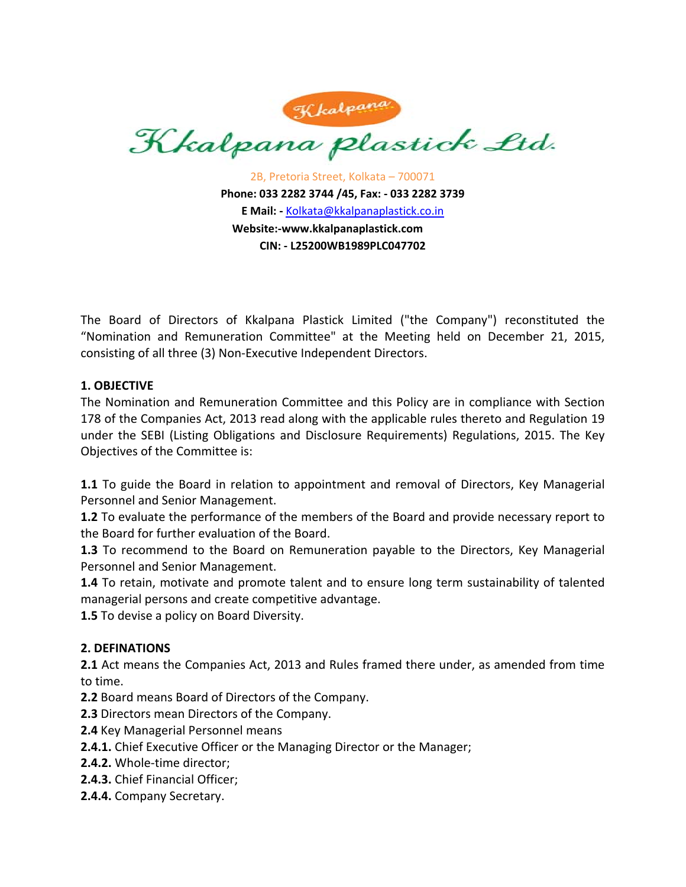# Kkalpana plastick Ltd.

2B, Pretoria Street, Kolkata – 700071

**Phone: 033 2282 3744 /45, Fax: - 033 2282 3739**

**E Mail: -** Kolkata@kkalpanaplastick.co.in

**Website:-www.kkalpanaplastick.com**

**CIN: - L25200WB1989PLC047702**

The Board of Directors of Kkalpana Plastick Limited ("the Company") reconstituted the "Nomination and Remuneration Committee" at the Meeting held on December 21, 2015, consisting of all three (3) Non-Executive Independent Directors.

## 1. OBJECTIVE

The Nomination and Remuneration Committee and this Policy are in compliance with Section 178 of the Companies Act, 2013 read along with the applicable rules thereto and Regulation 19 under the SEBI (Listing Obligations and Disclosure Requirements) Regulations, 2015. The Key Objectives of the Committee is:

**1.1** To guide the Board in relation to appointment and removal of Directors, Key Managerial Personnel and Senior Management.
**1.2** To evaluate the performance of the members of the Board and provide necessary report to the Board for further evaluation of the Board.
**1.3** To recommend to the Board on Remuneration payable to the Directors, Key Managerial Personnel and Senior Management.
**1.4** To retain, motivate and promote talent and to ensure long term sustainability of talented managerial persons and create competitive advantage.
**1.5** To devise a policy on Board Diversity.

## 2. DEFINATIONS

**2.1** Act means the Companies Act, 2013 and Rules framed there under, as amended from time to time.
**2.2** Board means Board of Directors of the Company.
**2.3** Directors mean Directors of the Company.
**2.4** Key Managerial Personnel means
**2.4.1.** Chief Executive Officer or the Managing Director or the Manager;
**2.4.2.** Whole-time director;
**2.4.3.** Chief Financial Officer;
**2.4.4.** Company Secretary.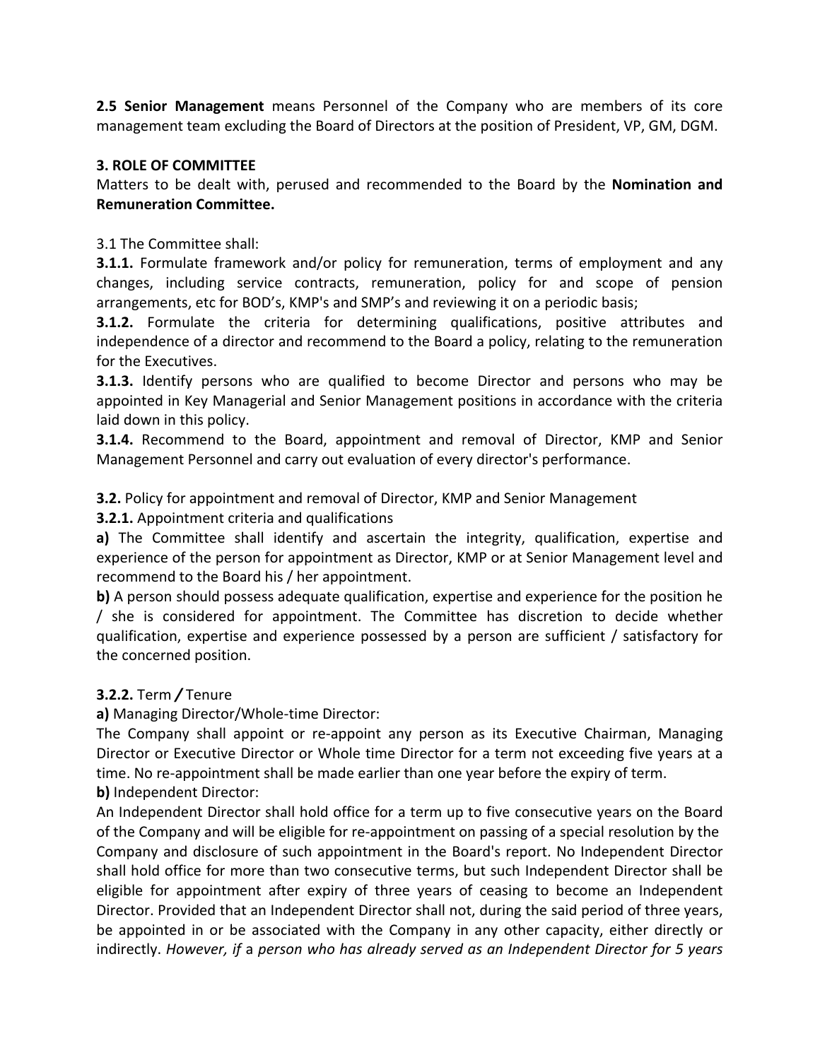**2.5 Senior Management** means Personnel of the Company who are members of its core management team excluding the Board of Directors at the position of President, VP, GM, DGM.

**3. ROLE OF COMMITTEE**

Matters to be dealt with, perused and recommended to the Board by the **Nomination and Remuneration Committee.**

3.1 The Committee shall:

**3.1.1.** Formulate framework and/or policy for remuneration, terms of employment and any changes, including service contracts, remuneration, policy for and scope of pension arrangements, etc for BOD's, KMP's and SMP's and reviewing it on a periodic basis;

**3.1.2.** Formulate the criteria for determining qualifications, positive attributes and independence of a director and recommend to the Board a policy, relating to the remuneration for the Executives.

**3.1.3.** Identify persons who are qualified to become Director and persons who may be appointed in Key Managerial and Senior Management positions in accordance with the criteria laid down in this policy.

**3.1.4.** Recommend to the Board, appointment and removal of Director, KMP and Senior Management Personnel and carry out evaluation of every director's performance.

**3.2.** Policy for appointment and removal of Director, KMP and Senior Management

**3.2.1.** Appointment criteria and qualifications

**a)** The Committee shall identify and ascertain the integrity, qualification, expertise and experience of the person for appointment as Director, KMP or at Senior Management level and recommend to the Board his / her appointment.

**b)** A person should possess adequate qualification, expertise and experience for the position he / she is considered for appointment. The Committee has discretion to decide whether qualification, expertise and experience possessed by a person are sufficient / satisfactory for the concerned position.

**3.2.2.** Term **/** Tenure

**a)** Managing Director/Whole-time Director:

The Company shall appoint or re-appoint any person as its Executive Chairman, Managing Director or Executive Director or Whole time Director for a term not exceeding five years at a time. No re-appointment shall be made earlier than one year before the expiry of term.

**b)** Independent Director:

An Independent Director shall hold office for a term up to five consecutive years on the Board of the Company and will be eligible for re-appointment on passing of a special resolution by the Company and disclosure of such appointment in the Board's report. No Independent Director shall hold office for more than two consecutive terms, but such Independent Director shall be eligible for appointment after expiry of three years of ceasing to become an Independent Director. Provided that an Independent Director shall not, during the said period of three years, be appointed in or be associated with the Company in any other capacity, either directly or indirectly. *However, if* a *person who has already served as an Independent Director for 5 years*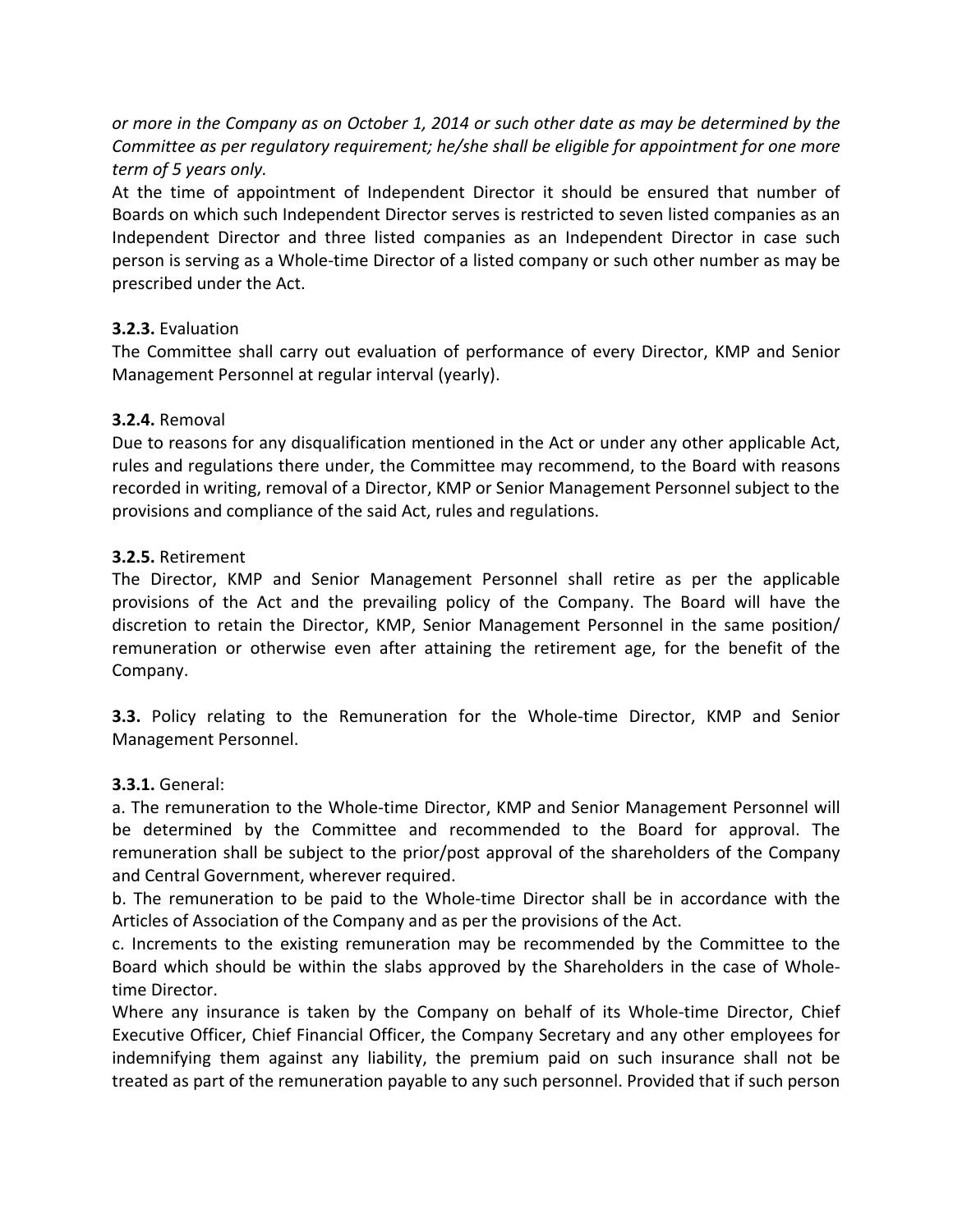*or more in the Company as on October 1, 2014 or such other date as may be determined by the Committee as per regulatory requirement; he/she shall be eligible for appointment for one more term of 5 years only.*

At the time of appointment of Independent Director it should be ensured that number of Boards on which such Independent Director serves is restricted to seven listed companies as an Independent Director and three listed companies as an Independent Director in case such person is serving as a Whole-time Director of a listed company or such other number as may be prescribed under the Act.

**3.2.3.** Evaluation

The Committee shall carry out evaluation of performance of every Director, KMP and Senior Management Personnel at regular interval (yearly).

**3.2.4.** Removal

Due to reasons for any disqualification mentioned in the Act or under any other applicable Act, rules and regulations there under, the Committee may recommend, to the Board with reasons recorded in writing, removal of a Director, KMP or Senior Management Personnel subject to the provisions and compliance of the said Act, rules and regulations.

**3.2.5.** Retirement

The Director, KMP and Senior Management Personnel shall retire as per the applicable provisions of the Act and the prevailing policy of the Company. The Board will have the discretion to retain the Director, KMP, Senior Management Personnel in the same position/ remuneration or otherwise even after attaining the retirement age, for the benefit of the Company.

**3.3.** Policy relating to the Remuneration for the Whole-time Director, KMP and Senior Management Personnel.

**3.3.1.** General:

a. The remuneration to the Whole-time Director, KMP and Senior Management Personnel will be determined by the Committee and recommended to the Board for approval. The remuneration shall be subject to the prior/post approval of the shareholders of the Company and Central Government, wherever required.

b. The remuneration to be paid to the Whole-time Director shall be in accordance with the Articles of Association of the Company and as per the provisions of the Act.

c. Increments to the existing remuneration may be recommended by the Committee to the Board which should be within the slabs approved by the Shareholders in the case of Whole-time Director.

Where any insurance is taken by the Company on behalf of its Whole-time Director, Chief Executive Officer, Chief Financial Officer, the Company Secretary and any other employees for indemnifying them against any liability, the premium paid on such insurance shall not be treated as part of the remuneration payable to any such personnel. Provided that if such person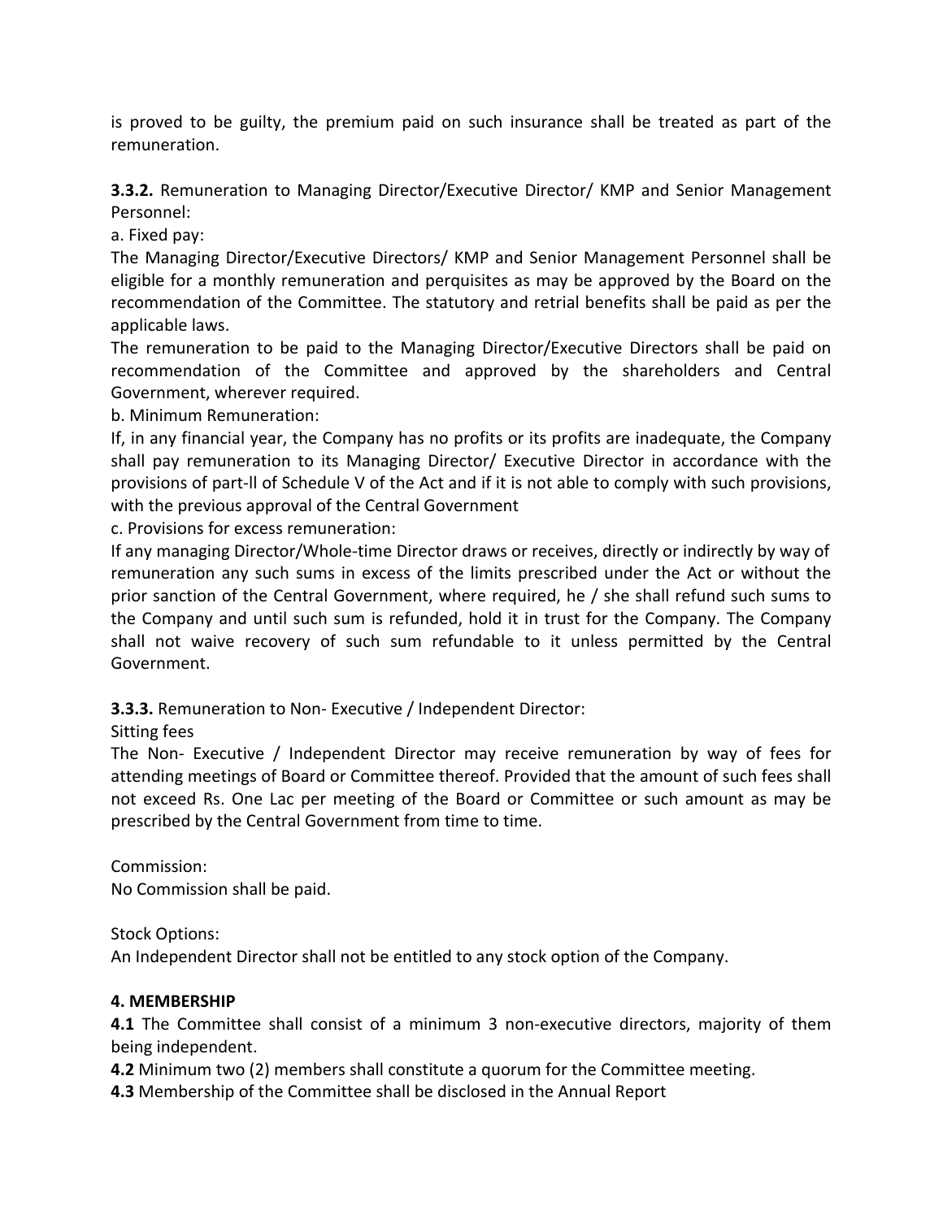is proved to be guilty, the premium paid on such insurance shall be treated as part of the remuneration.

**3.3.2.** Remuneration to Managing Director/Executive Director/ KMP and Senior Management Personnel:

a. Fixed pay:

The Managing Director/Executive Directors/ KMP and Senior Management Personnel shall be eligible for a monthly remuneration and perquisites as may be approved by the Board on the recommendation of the Committee. The statutory and retrial benefits shall be paid as per the applicable laws.

The remuneration to be paid to the Managing Director/Executive Directors shall be paid on recommendation of the Committee and approved by the shareholders and Central Government, wherever required.

b. Minimum Remuneration:

If, in any financial year, the Company has no profits or its profits are inadequate, the Company shall pay remuneration to its Managing Director/ Executive Director in accordance with the provisions of part-ll of Schedule V of the Act and if it is not able to comply with such provisions, with the previous approval of the Central Government

c. Provisions for excess remuneration:

If any managing Director/Whole-time Director draws or receives, directly or indirectly by way of remuneration any such sums in excess of the limits prescribed under the Act or without the prior sanction of the Central Government, where required, he / she shall refund such sums to the Company and until such sum is refunded, hold it in trust for the Company. The Company shall not waive recovery of such sum refundable to it unless permitted by the Central Government.

**3.3.3.** Remuneration to Non- Executive / Independent Director:

Sitting fees

The Non- Executive / Independent Director may receive remuneration by way of fees for attending meetings of Board or Committee thereof. Provided that the amount of such fees shall not exceed Rs. One Lac per meeting of the Board or Committee or such amount as may be prescribed by the Central Government from time to time.

Commission:

No Commission shall be paid.

Stock Options:

An Independent Director shall not be entitled to any stock option of the Company.

**4. MEMBERSHIP**

**4.1** The Committee shall consist of a minimum 3 non-executive directors, majority of them being independent.

**4.2** Minimum two (2) members shall constitute a quorum for the Committee meeting.

**4.3** Membership of the Committee shall be disclosed in the Annual Report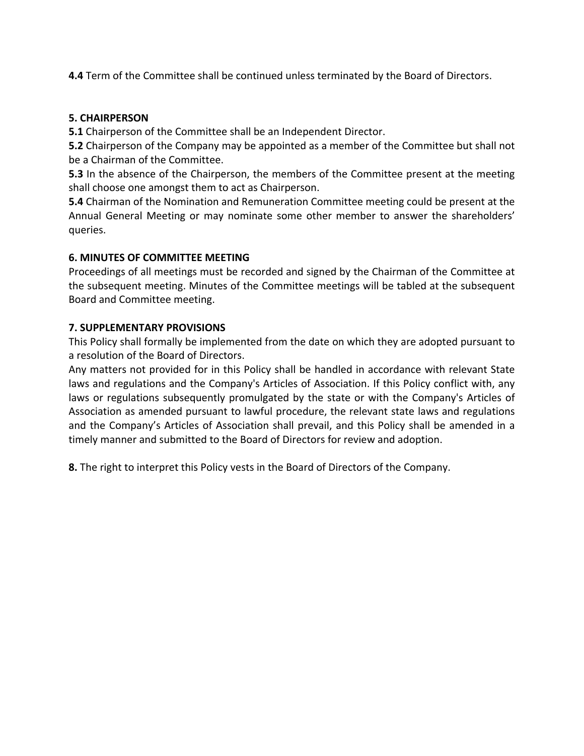**4.4** Term of the Committee shall be continued unless terminated by the Board of Directors.

**5. CHAIRPERSON**

**5.1** Chairperson of the Committee shall be an Independent Director.

**5.2** Chairperson of the Company may be appointed as a member of the Committee but shall not be a Chairman of the Committee.

**5.3** In the absence of the Chairperson, the members of the Committee present at the meeting shall choose one amongst them to act as Chairperson.

**5.4** Chairman of the Nomination and Remuneration Committee meeting could be present at the Annual General Meeting or may nominate some other member to answer the shareholders' queries.

**6. MINUTES OF COMMITTEE MEETING**

Proceedings of all meetings must be recorded and signed by the Chairman of the Committee at the subsequent meeting. Minutes of the Committee meetings will be tabled at the subsequent Board and Committee meeting.

**7. SUPPLEMENTARY PROVISIONS**

This Policy shall formally be implemented from the date on which they are adopted pursuant to a resolution of the Board of Directors.

Any matters not provided for in this Policy shall be handled in accordance with relevant State laws and regulations and the Company's Articles of Association. If this Policy conflict with, any laws or regulations subsequently promulgated by the state or with the Company's Articles of Association as amended pursuant to lawful procedure, the relevant state laws and regulations and the Company's Articles of Association shall prevail, and this Policy shall be amended in a timely manner and submitted to the Board of Directors for review and adoption.

**8.** The right to interpret this Policy vests in the Board of Directors of the Company.